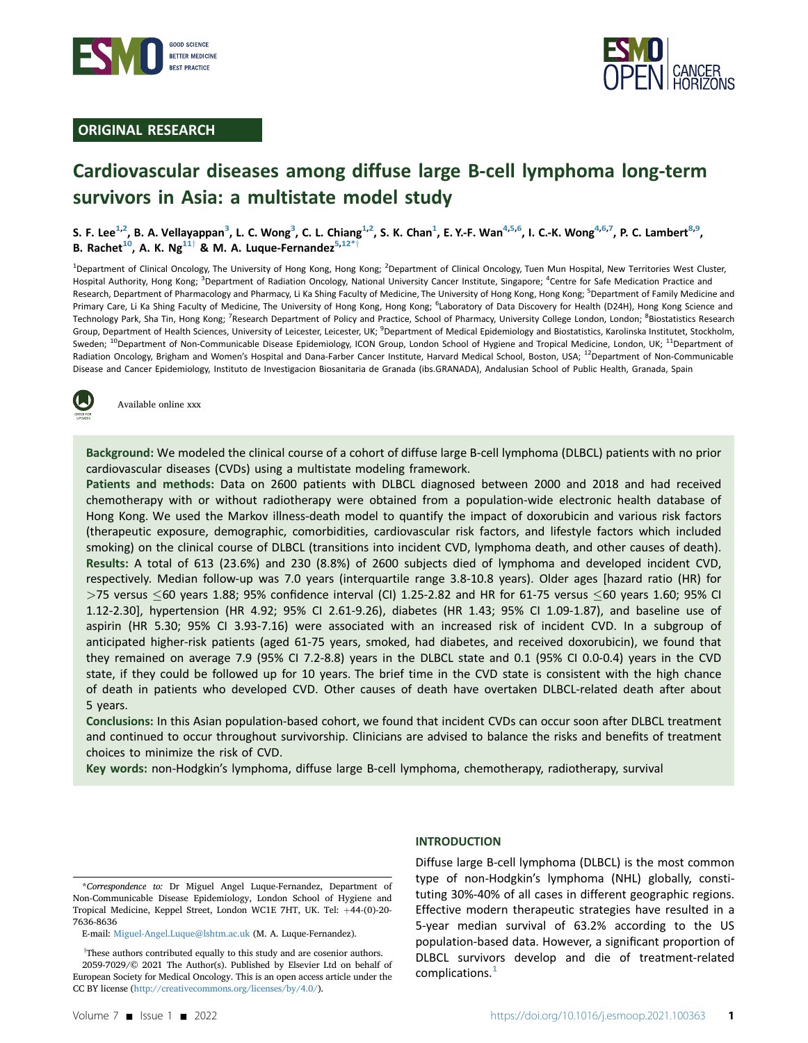ORIGINAL RESEARCH

# Cardiovascular diseases among diffuse large B-cell lymphoma long-term survivors in Asia: a multistate model study

S. F. Lee[1,2], B. A. Vellayappan[3], L. C. Wong[3], C. L. Chiang[1,2], S. K. Chan[1], E. Y.-F. Wan[4,5,6], I. C.-K. Wong[4,6,7], P. C. Lambert[8,9], B. Rachet[10], A. K. Ng[11†] & M. A. Luque-Fernandez[5,12*†]

[1]Department of Clinical Oncology, The University of Hong Kong, Hong Kong; [2]Department of Clinical Oncology, Tuen Mun Hospital, New Territories West Cluster, Hospital Authority, Hong Kong; [3]Department of Radiation Oncology, National University Cancer Institute, Singapore; [4]Centre for Safe Medication Practice and Research, Department of Pharmacology and Pharmacy, Li Ka Shing Faculty of Medicine, The University of Hong Kong, Hong Kong; [5]Department of Family Medicine and Primary Care, Li Ka Shing Faculty of Medicine, The University of Hong Kong, Hong Kong; [6]Laboratory of Data Discovery for Health (D24H), Hong Kong Science and Technology Park, Sha Tin, Hong Kong; [7]Research Department of Policy and Practice, School of Pharmacy, University College London, London; [8]Biostatistics Research Group, Department of Health Sciences, University of Leicester, Leicester, UK; [9]Department of Medical Epidemiology and Biostatistics, Karolinska Institutet, Stockholm, Sweden; [10]Department of Non-Communicable Disease Epidemiology, ICON Group, London School of Hygiene and Tropical Medicine, London, UK; [11]Department of Radiation Oncology, Brigham and Women's Hospital and Dana-Farber Cancer Institute, Harvard Medical School, Boston, USA; [12]Department of Non-Communicable Disease and Cancer Epidemiology, Instituto de Investigacion Biosanitaria de Granada (ibs.GRANADA), Andalusian School of Public Health, Granada, Spain

Available online xxx

**Background:** We modeled the clinical course of a cohort of diffuse large B-cell lymphoma (DLBCL) patients with no prior cardiovascular diseases (CVDs) using a multistate modeling framework.

**Patients and methods:** Data on 2600 patients with DLBCL diagnosed between 2000 and 2018 and had received chemotherapy with or without radiotherapy were obtained from a population-wide electronic health database of Hong Kong. We used the Markov illness-death model to quantify the impact of doxorubicin and various risk factors (therapeutic exposure, demographic, comorbidities, cardiovascular risk factors, and lifestyle factors which included smoking) on the clinical course of DLBCL (transitions into incident CVD, lymphoma death, and other causes of death).

**Results:** A total of 613 (23.6%) and 230 (8.8%) of 2600 subjects died of lymphoma and developed incident CVD, respectively. Median follow-up was 7.0 years (interquartile range 3.8-10.8 years). Older ages [hazard ratio (HR) for >75 versus ≤60 years 1.88; 95% confidence interval (CI) 1.25-2.82 and HR for 61-75 versus ≤60 years 1.60; 95% CI 1.12-2.30], hypertension (HR 4.92; 95% CI 2.61-9.26), diabetes (HR 1.43; 95% CI 1.09-1.87), and baseline use of aspirin (HR 5.30; 95% CI 3.93-7.16) were associated with an increased risk of incident CVD. In a subgroup of anticipated higher-risk patients (aged 61-75 years, smoked, had diabetes, and received doxorubicin), we found that they remained on average 7.9 (95% CI 7.2-8.8) years in the DLBCL state and 0.1 (95% CI 0.0-0.4) years in the CVD state, if they could be followed up for 10 years. The brief time in the CVD state is consistent with the high chance of death in patients who developed CVD. Other causes of death have overtaken DLBCL-related death after about 5 years.

**Conclusions:** In this Asian population-based cohort, we found that incident CVDs can occur soon after DLBCL treatment and continued to occur throughout survivorship. Clinicians are advised to balance the risks and benefits of treatment choices to minimize the risk of CVD.

**Key words:** non-Hodgkin's lymphoma, diffuse large B-cell lymphoma, chemotherapy, radiotherapy, survival

## INTRODUCTION

Diffuse large B-cell lymphoma (DLBCL) is the most common type of non-Hodgkin's lymphoma (NHL) globally, constituting 30%-40% of all cases in different geographic regions. Effective modern therapeutic strategies have resulted in a 5-year median survival of 63.2% according to the US population-based data. However, a significant proportion of DLBCL survivors develop and die of treatment-related complications.[1]

*Correspondence to: Dr Miguel Angel Luque-Fernandez, Department of Non-Communicable Disease Epidemiology, London School of Hygiene and Tropical Medicine, Keppel Street, London WC1E 7HT, UK. Tel: +44-(0)-20-7636-8636

E-mail: Miguel-Angel.Luque@lshtm.ac.uk (M. A. Luque-Fernandez).

†These authors contributed equally to this study and are cosenior authors.

2059-7029/© 2021 The Author(s). Published by Elsevier Ltd on behalf of European Society for Medical Oncology. This is an open access article under the CC BY license (http://creativecommons.org/licenses/by/4.0/).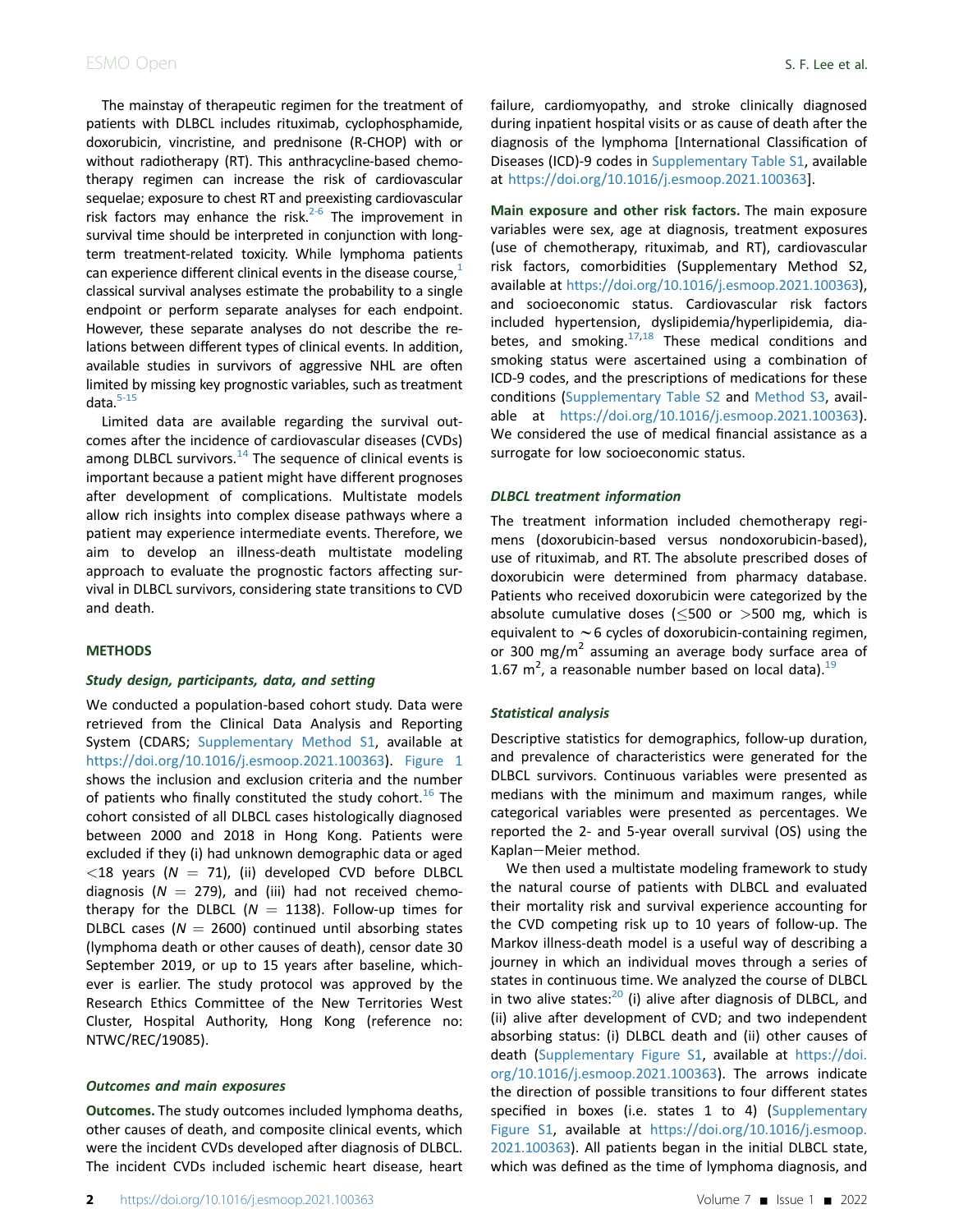The mainstay of therapeutic regimen for the treatment of patients with DLBCL includes rituximab, cyclophosphamide, doxorubicin, vincristine, and prednisone (R-CHOP) with or without radiotherapy (RT). This anthracycline-based chemotherapy regimen can increase the risk of cardiovascular sequelae; exposure to chest RT and preexisting cardiovascular risk factors may enhance the risk.[2-6] The improvement in survival time should be interpreted in conjunction with long-term treatment-related toxicity. While lymphoma patients can experience different clinical events in the disease course,[1] classical survival analyses estimate the probability to a single endpoint or perform separate analyses for each endpoint. However, these separate analyses do not describe the relations between different types of clinical events. In addition, available studies in survivors of aggressive NHL are often limited by missing key prognostic variables, such as treatment data.[5-15]

Limited data are available regarding the survival outcomes after the incidence of cardiovascular diseases (CVDs) among DLBCL survivors.[14] The sequence of clinical events is important because a patient might have different prognoses after development of complications. Multistate models allow rich insights into complex disease pathways where a patient may experience intermediate events. Therefore, we aim to develop an illness-death multistate modeling approach to evaluate the prognostic factors affecting survival in DLBCL survivors, considering state transitions to CVD and death.

## METHODS

### Study design, participants, data, and setting

We conducted a population-based cohort study. Data were retrieved from the Clinical Data Analysis and Reporting System (CDARS; Supplementary Method S1, available at https://doi.org/10.1016/j.esmoop.2021.100363). Figure 1 shows the inclusion and exclusion criteria and the number of patients who finally constituted the study cohort.[16] The cohort consisted of all DLBCL cases histologically diagnosed between 2000 and 2018 in Hong Kong. Patients were excluded if they (i) had unknown demographic data or aged <18 years ($N$ = 71), (ii) developed CVD before DLBCL diagnosis ($N$ = 279), and (iii) had not received chemotherapy for the DLBCL ($N$ = 1138). Follow-up times for DLBCL cases ($N$ = 2600) continued until absorbing states (lymphoma death or other causes of death), censor date 30 September 2019, or up to 15 years after baseline, whichever is earlier. The study protocol was approved by the Research Ethics Committee of the New Territories West Cluster, Hospital Authority, Hong Kong (reference no: NTWC/REC/19085).

### Outcomes and main exposures

**Outcomes.** The study outcomes included lymphoma deaths, other causes of death, and composite clinical events, which were the incident CVDs developed after diagnosis of DLBCL. The incident CVDs included ischemic heart disease, heart failure, cardiomyopathy, and stroke clinically diagnosed during inpatient hospital visits or as cause of death after the diagnosis of the lymphoma [International Classification of Diseases (ICD)-9 codes in Supplementary Table S1, available at https://doi.org/10.1016/j.esmoop.2021.100363].

**Main exposure and other risk factors.** The main exposure variables were sex, age at diagnosis, treatment exposures (use of chemotherapy, rituximab, and RT), cardiovascular risk factors, comorbidities (Supplementary Method S2, available at https://doi.org/10.1016/j.esmoop.2021.100363), and socioeconomic status. Cardiovascular risk factors included hypertension, dyslipidemia/hyperlipidemia, diabetes, and smoking.[17,18] These medical conditions and smoking status were ascertained using a combination of ICD-9 codes, and the prescriptions of medications for these conditions (Supplementary Table S2 and Method S3, available at https://doi.org/10.1016/j.esmoop.2021.100363). We considered the use of medical financial assistance as a surrogate for low socioeconomic status.

### DLBCL treatment information

The treatment information included chemotherapy regimens (doxorubicin-based versus nondoxorubicin-based), use of rituximab, and RT. The absolute prescribed doses of doxorubicin were determined from pharmacy database. Patients who received doxorubicin were categorized by the absolute cumulative doses (≤500 or >500 mg, which is equivalent to ∼6 cycles of doxorubicin-containing regimen, or 300 mg/m$^2$ assuming an average body surface area of 1.67 m$^2$, a reasonable number based on local data).[19]

### Statistical analysis

Descriptive statistics for demographics, follow-up duration, and prevalence of characteristics were generated for the DLBCL survivors. Continuous variables were presented as medians with the minimum and maximum ranges, while categorical variables were presented as percentages. We reported the 2- and 5-year overall survival (OS) using the Kaplan−Meier method.

We then used a multistate modeling framework to study the natural course of patients with DLBCL and evaluated their mortality risk and survival experience accounting for the CVD competing risk up to 10 years of follow-up. The Markov illness-death model is a useful way of describing a journey in which an individual moves through a series of states in continuous time. We analyzed the course of DLBCL in two alive states:[20] (i) alive after diagnosis of DLBCL, and (ii) alive after development of CVD; and two independent absorbing status: (i) DLBCL death and (ii) other causes of death (Supplementary Figure S1, available at https://doi.org/10.1016/j.esmoop.2021.100363). The arrows indicate the direction of possible transitions to four different states specified in boxes (i.e. states 1 to 4) (Supplementary Figure S1, available at https://doi.org/10.1016/j.esmoop.2021.100363). All patients began in the initial DLBCL state, which was defined as the time of lymphoma diagnosis, and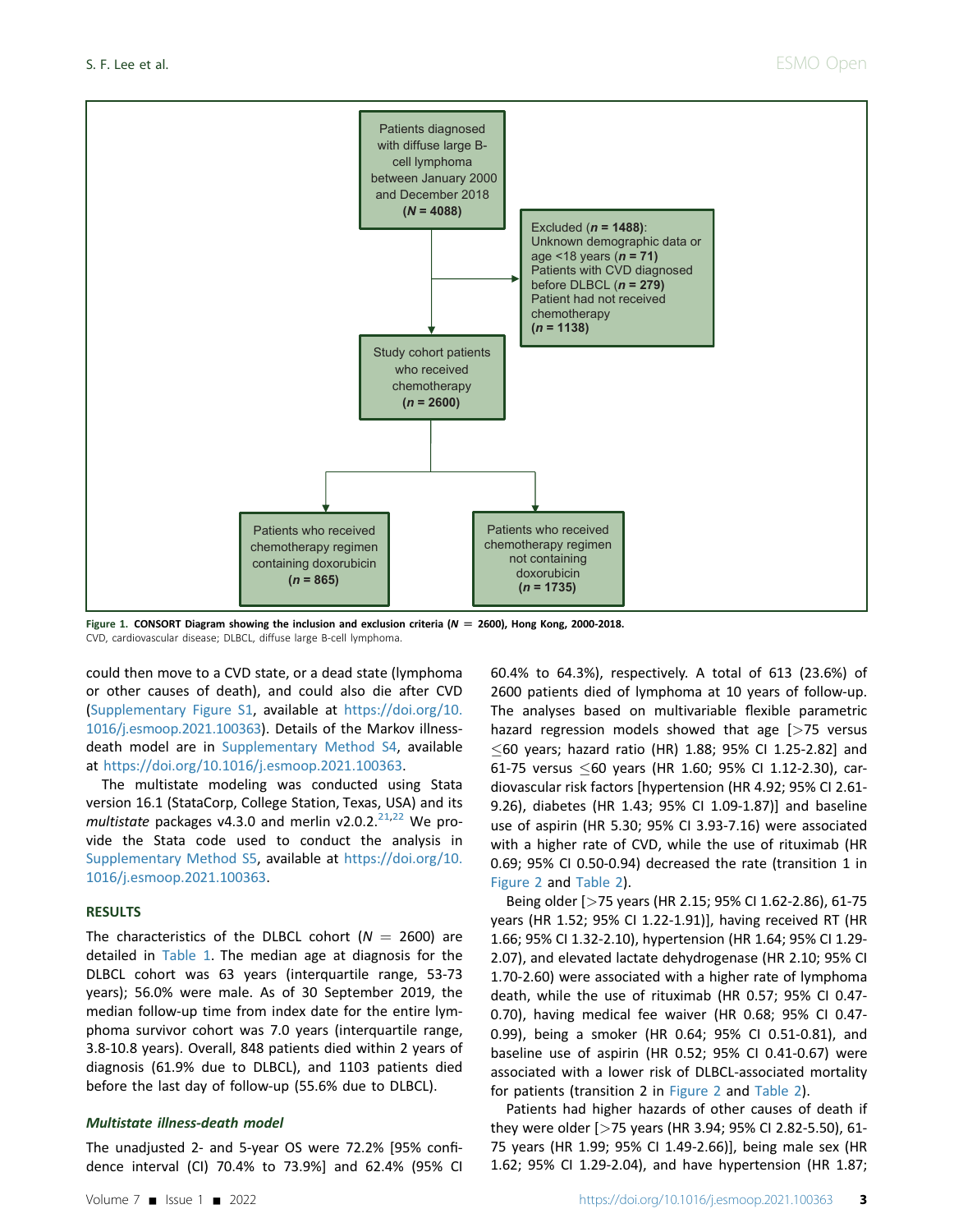Patients diagnosed with diffuse large B-cell lymphoma between January 2000 and December 2018 (**N = 4088**)

Excluded (**n = 1488**):
Unknown demographic data or age <18 years (**n = 71**)
Patients with CVD diagnosed before DLBCL (**n = 279**)
Patient had not received chemotherapy
(**n = 1138**)

Study cohort patients who received chemotherapy
(**n = 2600**)

Patients who received chemotherapy regimen containing doxorubicin
(**n = 865**)

Patients who received chemotherapy regimen not containing doxorubicin
(**n = 1735**)

**Figure 1. CONSORT Diagram showing the inclusion and exclusion criteria (N = 2600), Hong Kong, 2000-2018.**
CVD, cardiovascular disease; DLBCL, diffuse large B-cell lymphoma.

could then move to a CVD state, or a dead state (lymphoma or other causes of death), and could also die after CVD (Supplementary Figure S1, available at https://doi.org/10.1016/j.esmoop.2021.100363). Details of the Markov illness-death model are in Supplementary Method S4, available at https://doi.org/10.1016/j.esmoop.2021.100363.

The multistate modeling was conducted using Stata version 16.1 (StataCorp, College Station, Texas, USA) and its *multistate* packages v4.3.0 and merlin v2.0.2.[21,22] We provide the Stata code used to conduct the analysis in Supplementary Method S5, available at https://doi.org/10.1016/j.esmoop.2021.100363.

## RESULTS

The characteristics of the DLBCL cohort (N = 2600) are detailed in Table 1. The median age at diagnosis for the DLBCL cohort was 63 years (interquartile range, 53-73 years); 56.0% were male. As of 30 September 2019, the median follow-up time from index date for the entire lymphoma survivor cohort was 7.0 years (interquartile range, 3.8-10.8 years). Overall, 848 patients died within 2 years of diagnosis (61.9% due to DLBCL), and 1103 patients died before the last day of follow-up (55.6% due to DLBCL).

### *Multistate illness-death model*

The unadjusted 2- and 5-year OS were 72.2% [95% confidence interval (CI) 70.4% to 73.9%] and 62.4% (95% CI 60.4% to 64.3%), respectively. A total of 613 (23.6%) of 2600 patients died of lymphoma at 10 years of follow-up. The analyses based on multivariable flexible parametric hazard regression models showed that age [>75 versus ≤60 years; hazard ratio (HR) 1.88; 95% CI 1.25-2.82] and 61-75 versus ≤60 years (HR 1.60; 95% CI 1.12-2.30), cardiovascular risk factors [hypertension (HR 4.92; 95% CI 2.61-9.26), diabetes (HR 1.43; 95% CI 1.09-1.87)] and baseline use of aspirin (HR 5.30; 95% CI 3.93-7.16) were associated with a higher rate of CVD, while the use of rituximab (HR 0.69; 95% CI 0.50-0.94) decreased the rate (transition 1 in Figure 2 and Table 2).

Being older [>75 years (HR 2.15; 95% CI 1.62-2.86), 61-75 years (HR 1.52; 95% CI 1.22-1.91)], having received RT (HR 1.66; 95% CI 1.32-2.10), hypertension (HR 1.64; 95% CI 1.29-2.07), and elevated lactate dehydrogenase (HR 2.10; 95% CI 1.70-2.60) were associated with a higher rate of lymphoma death, while the use of rituximab (HR 0.57; 95% CI 0.47-0.70), having medical fee waiver (HR 0.68; 95% CI 0.47-0.99), being a smoker (HR 0.64; 95% CI 0.51-0.81), and baseline use of aspirin (HR 0.52; 95% CI 0.41-0.67) were associated with a lower risk of DLBCL-associated mortality for patients (transition 2 in Figure 2 and Table 2).

Patients had higher hazards of other causes of death if they were older [>75 years (HR 3.94; 95% CI 2.82-5.50), 61-75 years (HR 1.99; 95% CI 1.49-2.66)], being male sex (HR 1.62; 95% CI 1.29-2.04), and have hypertension (HR 1.87;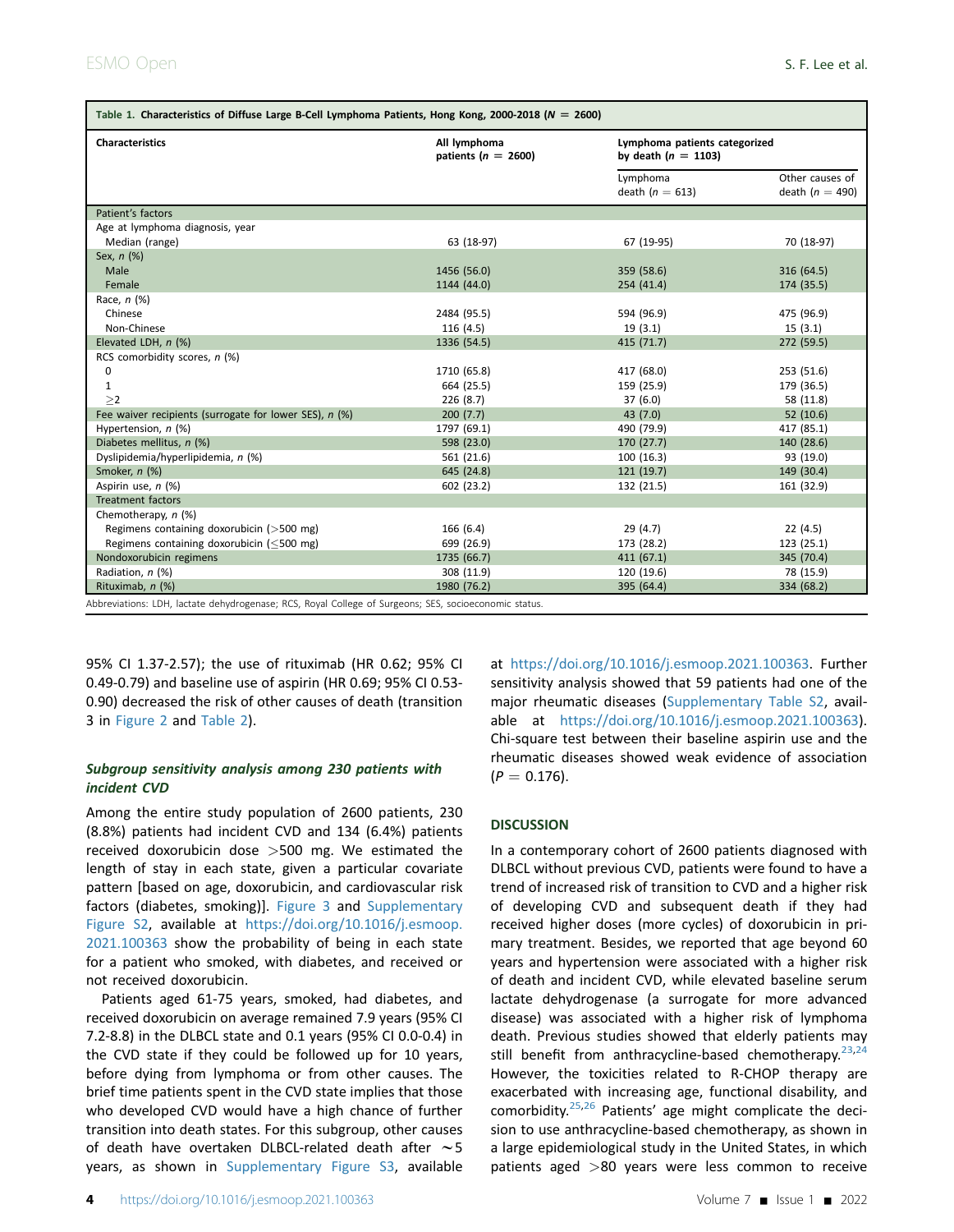**Table 1. Characteristics of Diffuse Large B-Cell Lymphoma Patients, Hong Kong, 2000-2018 ($N = 2600$)**

| Characteristics | All lymphoma patients ($n = 2600$) | Lymphoma patients categorized by death ($n = 1103$) | |
|---|---|---|---|
| | | Lymphoma death ($n = 613$) | Other causes of death ($n = 490$) |
| Patient's factors | | | |
| Age at lymphoma diagnosis, year | | | |
| Median (range) | 63 (18-97) | 67 (19-95) | 70 (18-97) |
| Sex, n (%) | | | |
| Male | 1456 (56.0) | 359 (58.6) | 316 (64.5) |
| Female | 1144 (44.0) | 254 (41.4) | 174 (35.5) |
| Race, n (%) | | | |
| Chinese | 2484 (95.5) | 594 (96.9) | 475 (96.9) |
| Non-Chinese | 116 (4.5) | 19 (3.1) | 15 (3.1) |
| Elevated LDH, n (%) | 1336 (54.5) | 415 (71.7) | 272 (59.5) |
| RCS comorbidity scores, n (%) | | | |
| 0 | 1710 (65.8) | 417 (68.0) | 253 (51.6) |
| 1 | 664 (25.5) | 159 (25.9) | 179 (36.5) |
| ≥2 | 226 (8.7) | 37 (6.0) | 58 (11.8) |
| Fee waiver recipients (surrogate for lower SES), n (%) | 200 (7.7) | 43 (7.0) | 52 (10.6) |
| Hypertension, n (%) | 1797 (69.1) | 490 (79.9) | 417 (85.1) |
| Diabetes mellitus, n (%) | 598 (23.0) | 170 (27.7) | 140 (28.6) |
| Dyslipidemia/hyperlipidemia, n (%) | 561 (21.6) | 100 (16.3) | 93 (19.0) |
| Smoker, n (%) | 645 (24.8) | 121 (19.7) | 149 (30.4) |
| Aspirin use, n (%) | 602 (23.2) | 132 (21.5) | 161 (32.9) |
| Treatment factors | | | |
| Chemotherapy, n (%) | | | |
| Regimens containing doxorubicin (>500 mg) | 166 (6.4) | 29 (4.7) | 22 (4.5) |
| Regimens containing doxorubicin (≤500 mg) | 699 (26.9) | 173 (28.2) | 123 (25.1) |
| Nondoxorubicin regimens | 1735 (66.7) | 411 (67.1) | 345 (70.4) |
| Radiation, n (%) | 308 (11.9) | 120 (19.6) | 78 (15.9) |
| Rituximab, n (%) | 1980 (76.2) | 395 (64.4) | 334 (68.2) |

Abbreviations: LDH, lactate dehydrogenase; RCS, Royal College of Surgeons; SES, socioeconomic status.

95% CI 1.37-2.57); the use of rituximab (HR 0.62; 95% CI 0.49-0.79) and baseline use of aspirin (HR 0.69; 95% CI 0.53-0.90) decreased the risk of other causes of death (transition 3 in Figure 2 and Table 2).

### *Subgroup sensitivity analysis among 230 patients with incident CVD*

Among the entire study population of 2600 patients, 230 (8.8%) patients had incident CVD and 134 (6.4%) patients received doxorubicin dose >500 mg. We estimated the length of stay in each state, given a particular covariate pattern [based on age, doxorubicin, and cardiovascular risk factors (diabetes, smoking)]. Figure 3 and Supplementary Figure S2, available at https://doi.org/10.1016/j.esmoop.2021.100363 show the probability of being in each state for a patient who smoked, with diabetes, and received or not received doxorubicin.

Patients aged 61-75 years, smoked, had diabetes, and received doxorubicin on average remained 7.9 years (95% CI 7.2-8.8) in the DLBCL state and 0.1 years (95% CI 0.0-0.4) in the CVD state if they could be followed up for 10 years, before dying from lymphoma or from other causes. The brief time patients spent in the CVD state implies that those who developed CVD would have a high chance of further transition into death states. For this subgroup, other causes of death have overtaken DLBCL-related death after ~5 years, as shown in Supplementary Figure S3, available at https://doi.org/10.1016/j.esmoop.2021.100363. Further sensitivity analysis showed that 59 patients had one of the major rheumatic diseases (Supplementary Table S2, available at https://doi.org/10.1016/j.esmoop.2021.100363). Chi-square test between their baseline aspirin use and the rheumatic diseases showed weak evidence of association ($P = 0.176$).

## DISCUSSION

In a contemporary cohort of 2600 patients diagnosed with DLBCL without previous CVD, patients were found to have a trend of increased risk of transition to CVD and a higher risk of developing CVD and subsequent death if they had received higher doses (more cycles) of doxorubicin in primary treatment. Besides, we reported that age beyond 60 years and hypertension were associated with a higher risk of death and incident CVD, while elevated baseline serum lactate dehydrogenase (a surrogate for more advanced disease) was associated with a higher risk of lymphoma death. Previous studies showed that elderly patients may still benefit from anthracycline-based chemotherapy.[23,24] However, the toxicities related to R-CHOP therapy are exacerbated with increasing age, functional disability, and comorbidity.[25,26] Patients' age might complicate the decision to use anthracycline-based chemotherapy, as shown in a large epidemiological study in the United States, in which patients aged >80 years were less common to receive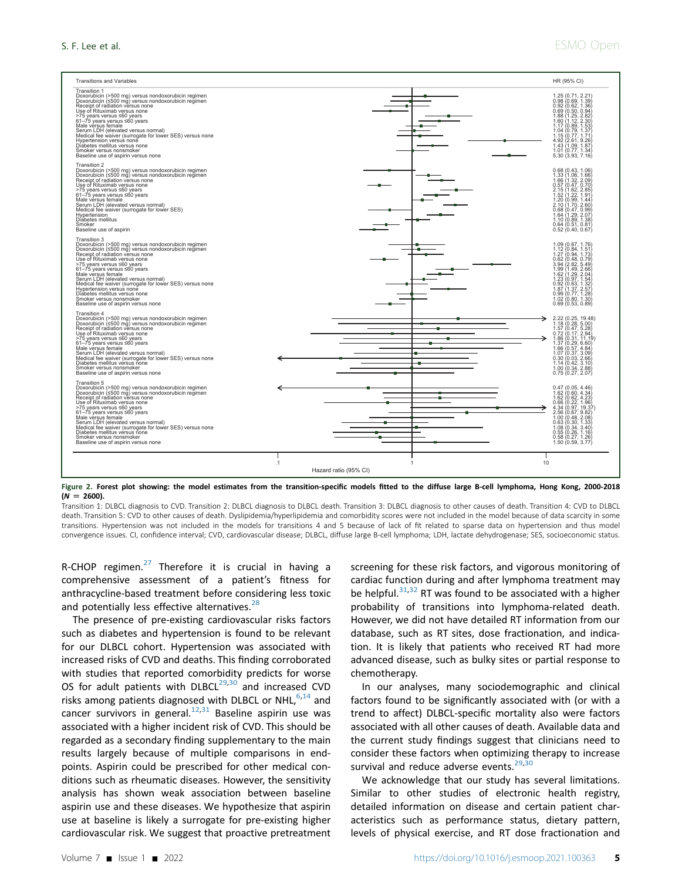| Transitions and Variables | HR (95% CI) |
|---|---|
| **Transition 1** | |
| Doxorubicin (>500 mg) versus nondoxorubicin regimen | 1.25 (0.71, 2.21) |
| Doxorubicin (≤500 mg) versus nondoxorubicin regimen | 0.98 (0.69, 1.39) |
| Receipt of radiation versus none | 0.92 (0.62, 1.36) |
| Use of Rituximab versus none | 0.69 (0.50, 0.94) |
| >75 years versus ≤60 years | 1.88 (1.25, 2.82) |
| 61–75 years versus ≤60 years | 1.60 (1.12, 2.30) |
| Male versus female | 1.17 (0.89, 1.53) |
| Serum LDH (elevated versus normal) | 1.04 (0.79, 1.37) |
| Medical fee waiver (surrogate for lower SES) versus none | 1.15 (0.77, 1.71) |
| Hypertension versus none | 4.92 (2.61, 9.26) |
| Diabetes mellitus versus none | 1.43 (1.09, 1.87) |
| Smoker versus nonsmoker | 1.01 (0.77, 1.34) |
| Baseline use of aspirin versus none | 5.30 (3.93, 7.16) |
| **Transition 2** | |
| Doxorubicin (>500 mg) versus nondoxorubicin regimen | 0.68 (0.43, 1.06) |
| Doxorubicin (≤500 mg) versus nondoxorubicin regimen | 1.33 (1.06, 1.66) |
| Receipt of radiation versus none | 1.66 (1.32, 2.09) |
| Use of Rituximab versus none | 0.57 (0.47, 0.70) |
| >75 years versus ≤60 years | 2.15 (1.62, 2.85) |
| 61–75 years versus ≤60 years | 1.52 (1.22, 1.91) |
| Male versus female | 1.20 (0.99, 1.44) |
| Serum LDH (elevated versus normal) | 2.10 (1.70, 2.60) |
| Medical fee waiver (surrogate for lower SES) | 0.68 (0.47, 0.99) |
| Hypertension | 1.64 (1.29, 2.07) |
| Diabetes mellitus | 1.10 (0.89, 1.38) |
| Smoker | 0.64 (0.51, 0.81) |
| Baseline use of aspirin | 0.52 (0.40, 0.67) |
| **Transition 3** | |
| Doxorubicin (>500 mg) versus nondoxorubicin regimen | 1.09 (0.67, 1.76) |
| Doxorubicin (≤500 mg) versus nondoxorubicin regimen | 1.12 (0.84, 1.51) |
| Receipt of radiation versus none | 1.27 (0.94, 1.73) |
| Use of Rituximab versus none | 0.62 (0.48, 0.79) |
| >75 years versus ≤60 years | 3.94 (2.82, 5.49) |
| 61–75 years versus ≤60 years | 1.99 (1.49, 2.66) |
| Male versus female | 1.62 (1.29, 2.04) |
| Serum LDH (elevated versus normal) | 1.23 (0.97, 1.54) |
| Medical fee waiver (surrogate for lower SES) versus none | 0.92 (0.63, 1.32) |
| Hypertension versus none | 1.87 (1.37, 2.57) |
| Diabetes mellitus versus none | 0.99 (0.77, 1.28) |
| Smoker versus nonsmoker | 1.02 (0.80, 1.30) |
| Baseline use of aspirin versus none | 0.69 (0.53, 0.89) |
| **Transition 4** | |
| Doxorubicin (>500 mg) versus nondoxorubicin regimen | 2.22 (0.25, 19.48) |
| Doxorubicin (≤500 mg) versus nondoxorubicin regimen | 1.18 (0.28, 5.00) |
| Receipt of radiation versus none | 1.57 (0.47, 5.28) |
| Use of Rituximab versus none | 0.72 (0.17, 2.94) |
| >75 years versus ≤60 years | 1.86 (0.31, 11.19) |
| 61–75 years versus ≤60 years | 1.37 (0.29, 6.60) |
| Male versus female | 1.66 (0.57, 4.84) |
| Serum LDH (elevated versus normal) | 1.07 (0.37, 3.09) |
| Medical fee waiver (surrogate for lower SES) versus none | 0.30 (0.03, 2.66) |
| Diabetes mellitus versus none | 1.14 (0.42, 3.10) |
| Smoker versus nonsmoker | 1.00 (0.34, 2.88) |
| Baseline use of aspirin versus none | 0.75 (0.27, 2.07) |
| **Transition 5** | |
| Doxorubicin (>500 mg) versus nondoxorubicin regimen | 0.47 (0.05, 4.46) |
| Doxorubicin (≤500 mg) versus nondoxorubicin regimen | 1.62 (0.60, 4.34) |
| Receipt of radiation versus none | 1.62 (0.62, 4.23) |
| Use of Rituximab versus none | 0.66 (0.22, 1.96) |
| >75 years versus ≤60 years | 4.34 (0.97, 19.37) |
| 61–75 years versus ≤60 years | 2.56 (0.67, 9.82) |
| Male versus female | 1.00 (0.48, 2.08) |
| Serum LDH (elevated versus normal) | 0.63 (0.30, 1.33) |
| Medical fee waiver (surrogate for lower SES) versus none | 1.08 (0.34, 3.40) |
| Diabetes mellitus versus none | 0.55 (0.26, 1.16) |
| Smoker versus nonsmoker | 0.58 (0.27, 1.26) |
| Baseline use of aspirin versus none | 1.50 (0.59, 3.77) |

**Figure 2. Forest plot showing: the model estimates from the transition-specific models fitted to the diffuse large B-cell lymphoma, Hong Kong, 2000-2018 ($N$ = 2600).**

Transition 1: DLBCL diagnosis to CVD. Transition 2: DLBCL diagnosis to DLBCL death. Transition 3: DLBCL diagnosis to other causes of death. Transition 4: CVD to DLBCL death. Transition 5: CVD to other causes of death. Dyslipidemia/hyperlipidemia and comorbidity scores were not included in the model because of data scarcity in some transitions. Hypertension was not included in the models for transitions 4 and 5 because of lack of fit related to sparse data on hypertension and thus model convergence issues. CI, confidence interval; CVD, cardiovascular disease; DLBCL, diffuse large B-cell lymphoma; LDH, lactate dehydrogenase; SES, socioeconomic status.

R-CHOP regimen.[27] Therefore it is crucial in having a comprehensive assessment of a patient's fitness for anthracycline-based treatment before considering less toxic and potentially less effective alternatives.[28]

The presence of pre-existing cardiovascular risks factors such as diabetes and hypertension is found to be relevant for our DLBCL cohort. Hypertension was associated with increased risks of CVD and deaths. This finding corroborated with studies that reported comorbidity predicts for worse OS for adult patients with DLBCL[29,30] and increased CVD risks among patients diagnosed with DLBCL or NHL,[6,14] and cancer survivors in general.[12,31] Baseline aspirin use was associated with a higher incident risk of CVD. This should be regarded as a secondary finding supplementary to the main results largely because of multiple comparisons in endpoints. Aspirin could be prescribed for other medical conditions such as rheumatic diseases. However, the sensitivity analysis has shown weak association between baseline aspirin use and these diseases. We hypothesize that aspirin use at baseline is likely a surrogate for pre-existing higher cardiovascular risk. We suggest that proactive pretreatment screening for these risk factors, and vigorous monitoring of cardiac function during and after lymphoma treatment may be helpful.[31,32] RT was found to be associated with a higher probability of transitions into lymphoma-related death. However, we did not have detailed RT information from our database, such as RT sites, dose fractionation, and indication. It is likely that patients who received RT had more advanced disease, such as bulky sites or partial response to chemotherapy.

In our analyses, many sociodemographic and clinical factors found to be significantly associated with (or with a trend to affect) DLBCL-specific mortality also were factors associated with all other causes of death. Available data and the current study findings suggest that clinicians need to consider these factors when optimizing therapy to increase survival and reduce adverse events.[29,30]

We acknowledge that our study has several limitations. Similar to other studies of electronic health registry, detailed information on disease and certain patient characteristics such as performance status, dietary pattern, levels of physical exercise, and RT dose fractionation and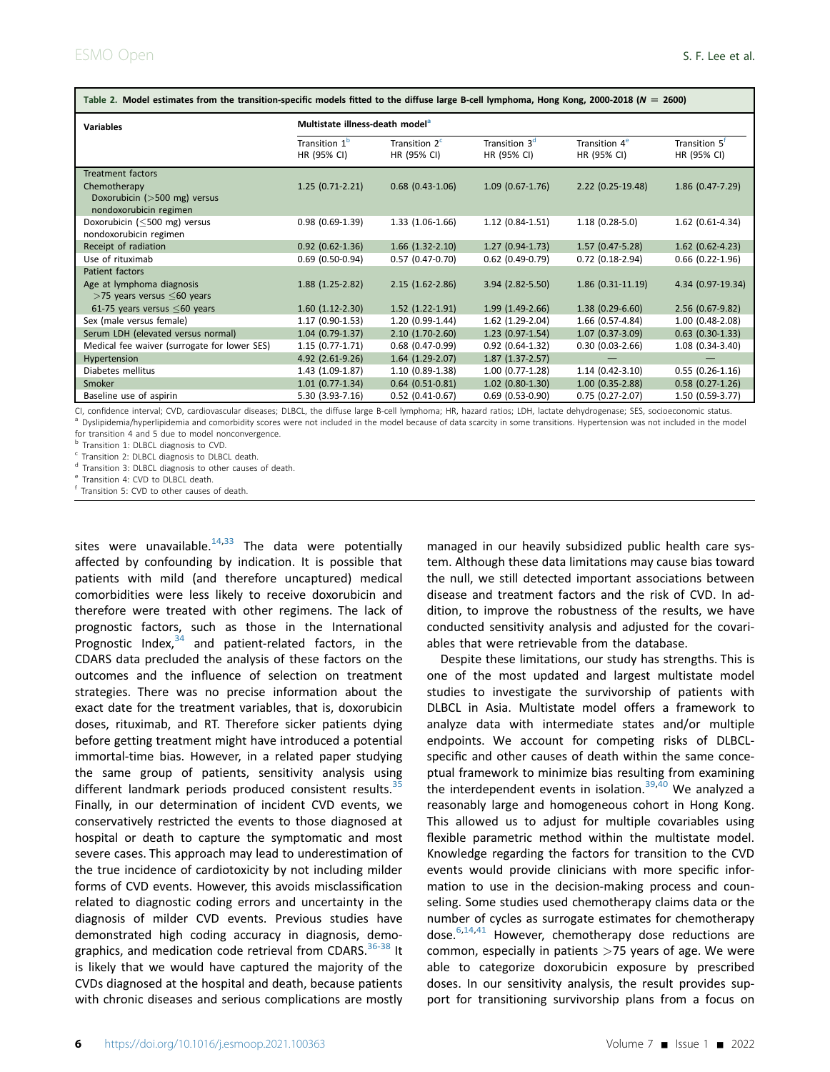**Table 2. Model estimates from the transition-specific models fitted to the diffuse large B-cell lymphoma, Hong Kong, 2000-2018 (N = 2600)**

| Variables | Multistate illness-death model[a] | | | | |
|---|---|---|---|---|---|
| | Transition 1[b] HR (95% CI) | Transition 2[c] HR (95% CI) | Transition 3[d] HR (95% CI) | Transition 4[e] HR (95% CI) | Transition 5[f] HR (95% CI) |
| Treatment factors | | | | | |
| Chemotherapy Doxorubicin (>500 mg) versus nondoxorubicin regimen | 1.25 (0.71-2.21) | 0.68 (0.43-1.06) | 1.09 (0.67-1.76) | 2.22 (0.25-19.48) | 1.86 (0.47-7.29) |
| Doxorubicin (≤500 mg) versus nondoxorubicin regimen | 0.98 (0.69-1.39) | 1.33 (1.06-1.66) | 1.12 (0.84-1.51) | 1.18 (0.28-5.0) | 1.62 (0.61-4.34) |
| Receipt of radiation | 0.92 (0.62-1.36) | 1.66 (1.32-2.10) | 1.27 (0.94-1.73) | 1.57 (0.47-5.28) | 1.62 (0.62-4.23) |
| Use of rituximab | 0.69 (0.50-0.94) | 0.57 (0.47-0.70) | 0.62 (0.49-0.79) | 0.72 (0.18-2.94) | 0.66 (0.22-1.96) |
| Patient factors | | | | | |
| Age at lymphoma diagnosis >75 years versus ≤60 years | 1.88 (1.25-2.82) | 2.15 (1.62-2.86) | 3.94 (2.82-5.50) | 1.86 (0.31-11.19) | 4.34 (0.97-19.34) |
| 61-75 years versus ≤60 years | 1.60 (1.12-2.30) | 1.52 (1.22-1.91) | 1.99 (1.49-2.66) | 1.38 (0.29-6.60) | 2.56 (0.67-9.82) |
| Sex (male versus female) | 1.17 (0.90-1.53) | 1.20 (0.99-1.44) | 1.62 (1.29-2.04) | 1.66 (0.57-4.84) | 1.00 (0.48-2.08) |
| Serum LDH (elevated versus normal) | 1.04 (0.79-1.37) | 2.10 (1.70-2.60) | 1.23 (0.97-1.54) | 1.07 (0.37-3.09) | 0.63 (0.30-1.33) |
| Medical fee waiver (surrogate for lower SES) | 1.15 (0.77-1.71) | 0.68 (0.47-0.99) | 0.92 (0.64-1.32) | 0.30 (0.03-2.66) | 1.08 (0.34-3.40) |
| Hypertension | 4.92 (2.61-9.26) | 1.64 (1.29-2.07) | 1.87 (1.37-2.57) | — | — |
| Diabetes mellitus | 1.43 (1.09-1.87) | 1.10 (0.89-1.38) | 1.00 (0.77-1.28) | 1.14 (0.42-3.10) | 0.55 (0.26-1.16) |
| Smoker | 1.01 (0.77-1.34) | 0.64 (0.51-0.81) | 1.02 (0.80-1.30) | 1.00 (0.35-2.88) | 0.58 (0.27-1.26) |
| Baseline use of aspirin | 5.30 (3.93-7.16) | 0.52 (0.41-0.67) | 0.69 (0.53-0.90) | 0.75 (0.27-2.07) | 1.50 (0.59-3.77) |

CI, confidence interval; CVD, cardiovascular diseases; DLBCL, the diffuse large B-cell lymphoma; HR, hazard ratios; LDH, lactate dehydrogenase; SES, socioeconomic status.
[a] Dyslipidemia/hyperlipidemia and comorbidity scores were not included in the model because of data scarcity in some transitions. Hypertension was not included in the model for transition 4 and 5 due to model nonconvergence.
[b] Transition 1: DLBCL diagnosis to CVD.
[c] Transition 2: DLBCL diagnosis to DLBCL death.
[d] Transition 3: DLBCL diagnosis to other causes of death.
[e] Transition 4: CVD to DLBCL death.
[f] Transition 5: CVD to other causes of death.

sites were unavailable.[14,33] The data were potentially affected by confounding by indication. It is possible that patients with mild (and therefore uncaptured) medical comorbidities were less likely to receive doxorubicin and therefore were treated with other regimens. The lack of prognostic factors, such as those in the International Prognostic Index,[34] and patient-related factors, in the CDARS data precluded the analysis of these factors on the outcomes and the influence of selection on treatment strategies. There was no precise information about the exact date for the treatment variables, that is, doxorubicin doses, rituximab, and RT. Therefore sicker patients dying before getting treatment might have introduced a potential immortal-time bias. However, in a related paper studying the same group of patients, sensitivity analysis using different landmark periods produced consistent results.[35] Finally, in our determination of incident CVD events, we conservatively restricted the events to those diagnosed at hospital or death to capture the symptomatic and most severe cases. This approach may lead to underestimation of the true incidence of cardiotoxicity by not including milder forms of CVD events. However, this avoids misclassification related to diagnostic coding errors and uncertainty in the diagnosis of milder CVD events. Previous studies have demonstrated high coding accuracy in diagnosis, demographics, and medication code retrieval from CDARS.[36-38] It is likely that we would have captured the majority of the CVDs diagnosed at the hospital and death, because patients with chronic diseases and serious complications are mostly managed in our heavily subsidized public health care system. Although these data limitations may cause bias toward the null, we still detected important associations between disease and treatment factors and the risk of CVD. In addition, to improve the robustness of the results, we have conducted sensitivity analysis and adjusted for the covariables that were retrievable from the database.

Despite these limitations, our study has strengths. This is one of the most updated and largest multistate model studies to investigate the survivorship of patients with DLBCL in Asia. Multistate model offers a framework to analyze data with intermediate states and/or multiple endpoints. We account for competing risks of DLBCL-specific and other causes of death within the same conceptual framework to minimize bias resulting from examining the interdependent events in isolation.[39,40] We analyzed a reasonably large and homogeneous cohort in Hong Kong. This allowed us to adjust for multiple covariables using flexible parametric method within the multistate model. Knowledge regarding the factors for transition to the CVD events would provide clinicians with more specific information to use in the decision-making process and counseling. Some studies used chemotherapy claims data or the number of cycles as surrogate estimates for chemotherapy dose.[6,14,41] However, chemotherapy dose reductions are common, especially in patients >75 years of age. We were able to categorize doxorubicin exposure by prescribed doses. In our sensitivity analysis, the result provides support for transitioning survivorship plans from a focus on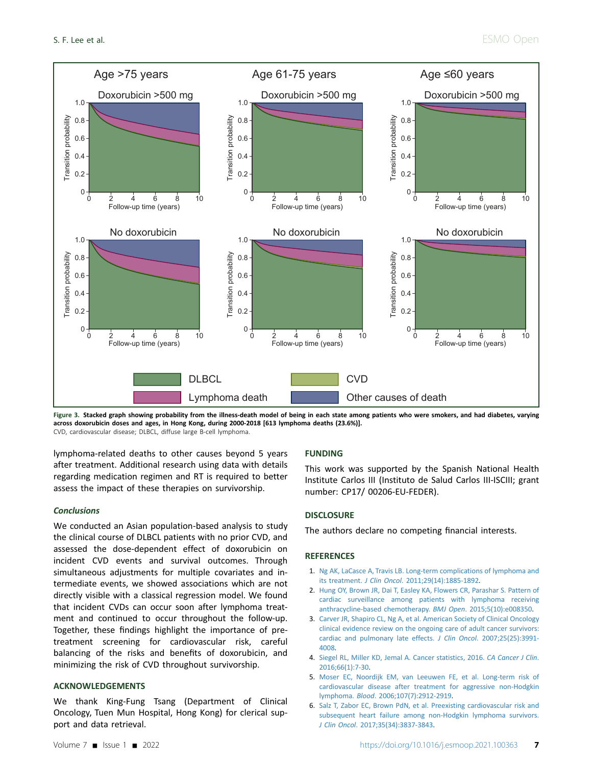Figure 3. **Stacked graph showing probability from the illness-death model of being in each state among patients who were smokers, and had diabetes, varying across doxorubicin doses and ages, in Hong Kong, during 2000-2018 [613 lymphoma deaths (23.6%)].**
CVD, cardiovascular disease; DLBCL, diffuse large B-cell lymphoma.

lymphoma-related deaths to other causes beyond 5 years after treatment. Additional research using data with details regarding medication regimen and RT is required to better assess the impact of these therapies on survivorship.

### *Conclusions*

We conducted an Asian population-based analysis to study the clinical course of DLBCL patients with no prior CVD, and assessed the dose-dependent effect of doxorubicin on incident CVD events and survival outcomes. Through simultaneous adjustments for multiple covariates and intermediate events, we showed associations which are not directly visible with a classical regression model. We found that incident CVDs can occur soon after lymphoma treatment and continued to occur throughout the follow-up. Together, these findings highlight the importance of pretreatment screening for cardiovascular risk, careful balancing of the risks and benefits of doxorubicin, and minimizing the risk of CVD throughout survivorship.

## ACKNOWLEDGEMENTS

We thank King-Fung Tsang (Department of Clinical Oncology, Tuen Mun Hospital, Hong Kong) for clerical support and data retrieval.

## FUNDING

This work was supported by the Spanish National Health Institute Carlos III (Instituto de Salud Carlos III-ISCIII; grant number: CP17/ 00206-EU-FEDER).

## DISCLOSURE

The authors declare no competing financial interests.

## REFERENCES

1. Ng AK, LaCasce A, Travis LB. Long-term complications of lymphoma and its treatment. *J Clin Oncol*. 2011;29(14):1885-1892.
2. Hung OY, Brown JR, Dai T, Easley KA, Flowers CR, Parashar S. Pattern of cardiac surveillance among patients with lymphoma receiving anthracycline-based chemotherapy. *BMJ Open*. 2015;5(10):e008350.
3. Carver JR, Shapiro CL, Ng A, et al. American Society of Clinical Oncology clinical evidence review on the ongoing care of adult cancer survivors: cardiac and pulmonary late effects. *J Clin Oncol*. 2007;25(25):3991-4008.
4. Siegel RL, Miller KD, Jemal A. Cancer statistics, 2016. *CA Cancer J Clin*. 2016;66(1):7-30.
5. Moser EC, Noordijk EM, van Leeuwen FE, et al. Long-term risk of cardiovascular disease after treatment for aggressive non-Hodgkin lymphoma. *Blood*. 2006;107(7):2912-2919.
6. Salz T, Zabor EC, Brown PdN, et al. Preexisting cardiovascular risk and subsequent heart failure among non-Hodgkin lymphoma survivors. *J Clin Oncol*. 2017;35(34):3837-3843.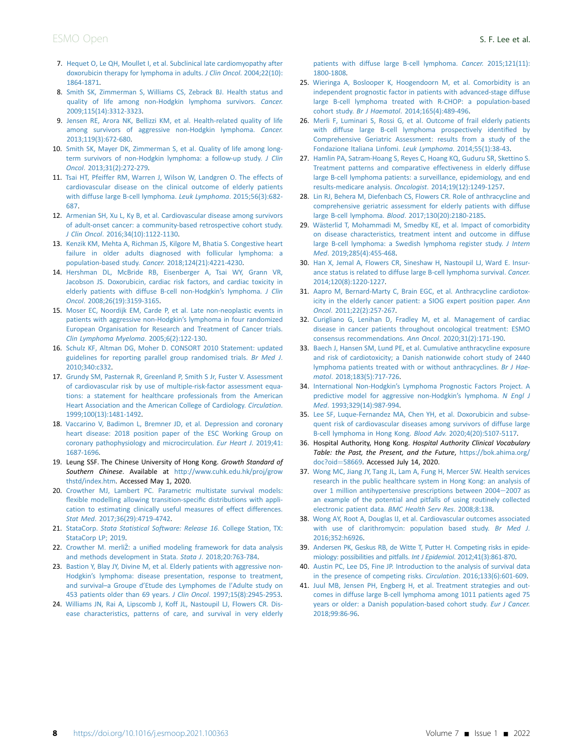7. Hequet O, Le QH, Moullet I, et al. Subclinical late cardiomyopathy after doxorubicin therapy for lymphoma in adults. *J Clin Oncol*. 2004;22(10):1864-1871.
8. Smith SK, Zimmerman S, Williams CS, Zebrack BJ. Health status and quality of life among non-Hodgkin lymphoma survivors. *Cancer.* 2009;115(14):3312-3323.
9. Jensen RE, Arora NK, Bellizzi KM, et al. Health-related quality of life among survivors of aggressive non-Hodgkin lymphoma. *Cancer.* 2013;119(3):672-680.
10. Smith SK, Mayer DK, Zimmerman S, et al. Quality of life among long-term survivors of non-Hodgkin lymphoma: a follow-up study. *J Clin Oncol*. 2013;31(2):272-279.
11. Tsai HT, Pfeiffer RM, Warren J, Wilson W, Landgren O. The effects of cardiovascular disease on the clinical outcome of elderly patients with diffuse large B-cell lymphoma. *Leuk Lymphoma*. 2015;56(3):682-687.
12. Armenian SH, Xu L, Ky B, et al. Cardiovascular disease among survivors of adult-onset cancer: a community-based retrospective cohort study. *J Clin Oncol*. 2016;34(10):1122-1130.
13. Kenzik KM, Mehta A, Richman JS, Kilgore M, Bhatia S. Congestive heart failure in older adults diagnosed with follicular lymphoma: a population-based study. *Cancer.* 2018;124(21):4221-4230.
14. Hershman DL, McBride RB, Eisenberger A, Tsai WY, Grann VR, Jacobson JS. Doxorubicin, cardiac risk factors, and cardiac toxicity in elderly patients with diffuse B-cell non-Hodgkin's lymphoma. *J Clin Oncol*. 2008;26(19):3159-3165.
15. Moser EC, Noordijk EM, Carde P, et al. Late non-neoplastic events in patients with aggressive non-Hodgkin's lymphoma in four randomized European Organisation for Research and Treatment of Cancer trials. *Clin Lymphoma Myeloma*. 2005;6(2):122-130.
16. Schulz KF, Altman DG, Moher D. CONSORT 2010 Statement: updated guidelines for reporting parallel group randomised trials. *Br Med J*. 2010;340:c332.
17. Grundy SM, Pasternak R, Greenland P, Smith S Jr, Fuster V. Assessment of cardiovascular risk by use of multiple-risk-factor assessment equations: a statement for healthcare professionals from the American Heart Association and the American College of Cardiology. *Circulation*. 1999;100(13):1481-1492.
18. Vaccarino V, Badimon L, Bremner JD, et al. Depression and coronary heart disease: 2018 position paper of the ESC Working Group on coronary pathophysiology and microcirculation. *Eur Heart J*. 2019;41:1687-1696.
19. Leung SSF. The Chinese University of Hong Kong. *Growth Standard of Southern Chinese*. Available at http://www.cuhk.edu.hk/proj/growthstd/index.htm. Accessed May 1, 2020.
20. Crowther MJ, Lambert PC. Parametric multistate survival models: flexible modelling allowing transition-specific distributions with application to estimating clinically useful measures of effect differences. *Stat Med*. 2017;36(29):4719-4742.
21. StataCorp. *Stata Statistical Software: Release 16*. College Station, TX: StataCorp LP; 2019.
22. Crowther M. merlIŽ: a unified modeling framework for data analysis and methods development in Stata. *Stata J*. 2018;20:763-784.
23. Bastion Y, Blay JY, Divine M, et al. Elderly patients with aggressive non-Hodgkin's lymphoma: disease presentation, response to treatment, and survival–a Groupe d'Etude des Lymphomes de l'Adulte study on 453 patients older than 69 years. *J Clin Oncol*. 1997;15(8):2945-2953.
24. Williams JN, Rai A, Lipscomb J, Koff JL, Nastoupil LJ, Flowers CR. Disease characteristics, patterns of care, and survival in very elderly patients with diffuse large B-cell lymphoma. *Cancer.* 2015;121(11):1800-1808.
25. Wieringa A, Boslooper K, Hoogendoorn M, et al. Comorbidity is an independent prognostic factor in patients with advanced-stage diffuse large B-cell lymphoma treated with R-CHOP: a population-based cohort study. *Br J Haematol*. 2014;165(4):489-496.
26. Merli F, Luminari S, Rossi G, et al. Outcome of frail elderly patients with diffuse large B-cell lymphoma prospectively identified by Comprehensive Geriatric Assessment: results from a study of the Fondazione Italiana Linfomi. *Leuk Lymphoma*. 2014;55(1):38-43.
27. Hamlin PA, Satram-Hoang S, Reyes C, Hoang KQ, Guduru SR, Skettino S. Treatment patterns and comparative effectiveness in elderly diffuse large B-cell lymphoma patients: a surveillance, epidemiology, and end results-medicare analysis. *Oncologist*. 2014;19(12):1249-1257.
28. Lin RJ, Behera M, Diefenbach CS, Flowers CR. Role of anthracycline and comprehensive geriatric assessment for elderly patients with diffuse large B-cell lymphoma. *Blood*. 2017;130(20):2180-2185.
29. Wästerlid T, Mohammadi M, Smedby KE, et al. Impact of comorbidity on disease characteristics, treatment intent and outcome in diffuse large B-cell lymphoma: a Swedish lymphoma register study. *J Intern Med*. 2019;285(4):455-468.
30. Han X, Jemal A, Flowers CR, Sineshaw H, Nastoupil LJ, Ward E. Insurance status is related to diffuse large B-cell lymphoma survival. *Cancer.* 2014;120(8):1220-1227.
31. Aapro M, Bernard-Marty C, Brain EGC, et al. Anthracycline cardiotoxicity in the elderly cancer patient: a SIOG expert position paper. *Ann Oncol*. 2011;22(2):257-267.
32. Curigliano G, Lenihan D, Fradley M, et al. Management of cardiac disease in cancer patients throughout oncological treatment: ESMO consensus recommendations. *Ann Oncol*. 2020;31(2):171-190.
33. Baech J, Hansen SM, Lund PE, et al. Cumulative anthracycline exposure and risk of cardiotoxicity; a Danish nationwide cohort study of 2440 lymphoma patients treated with or without anthracyclines. *Br J Haematol*. 2018;183(5):717-726.
34. International Non-Hodgkin's Lymphoma Prognostic Factors Project. A predictive model for aggressive non-Hodgkin's lymphoma. *N Engl J Med*. 1993;329(14):987-994.
35. Lee SF, Luque-Fernandez MA, Chen YH, et al. Doxorubicin and subsequent risk of cardiovascular diseases among survivors of diffuse large B-cell lymphoma in Hong Kong. *Blood Adv.* 2020;4(20):5107-5117.
36. Hospital Authority, Hong Kong. *Hospital Authority Clinical Vocabulary Table: the Past, the Present, and the Future*, https://bok.ahima.org/doc?oid=58669. Accessed July 14, 2020.
37. Wong MC, Jiang JY, Tang JL, Lam A, Fung H, Mercer SW. Health services research in the public healthcare system in Hong Kong: an analysis of over 1 million antihypertensive prescriptions between 2004−2007 as an example of the potential and pitfalls of using routinely collected electronic patient data. *BMC Health Serv Res*. 2008;8:138.
38. Wong AY, Root A, Douglas IJ, et al. Cardiovascular outcomes associated with use of clarithromycin: population based study. *Br Med J*. 2016;352:h6926.
39. Andersen PK, Geskus RB, de Witte T, Putter H. Competing risks in epidemiology: possibilities and pitfalls. *Int J Epidemiol*. 2012;41(3):861-870.
40. Austin PC, Lee DS, Fine JP. Introduction to the analysis of survival data in the presence of competing risks. *Circulation*. 2016;133(6):601-609.
41. Juul MB, Jensen PH, Engberg H, et al. Treatment strategies and outcomes in diffuse large B-cell lymphoma among 1011 patients aged 75 years or older: a Danish population-based cohort study. *Eur J Cancer*. 2018;99:86-96.